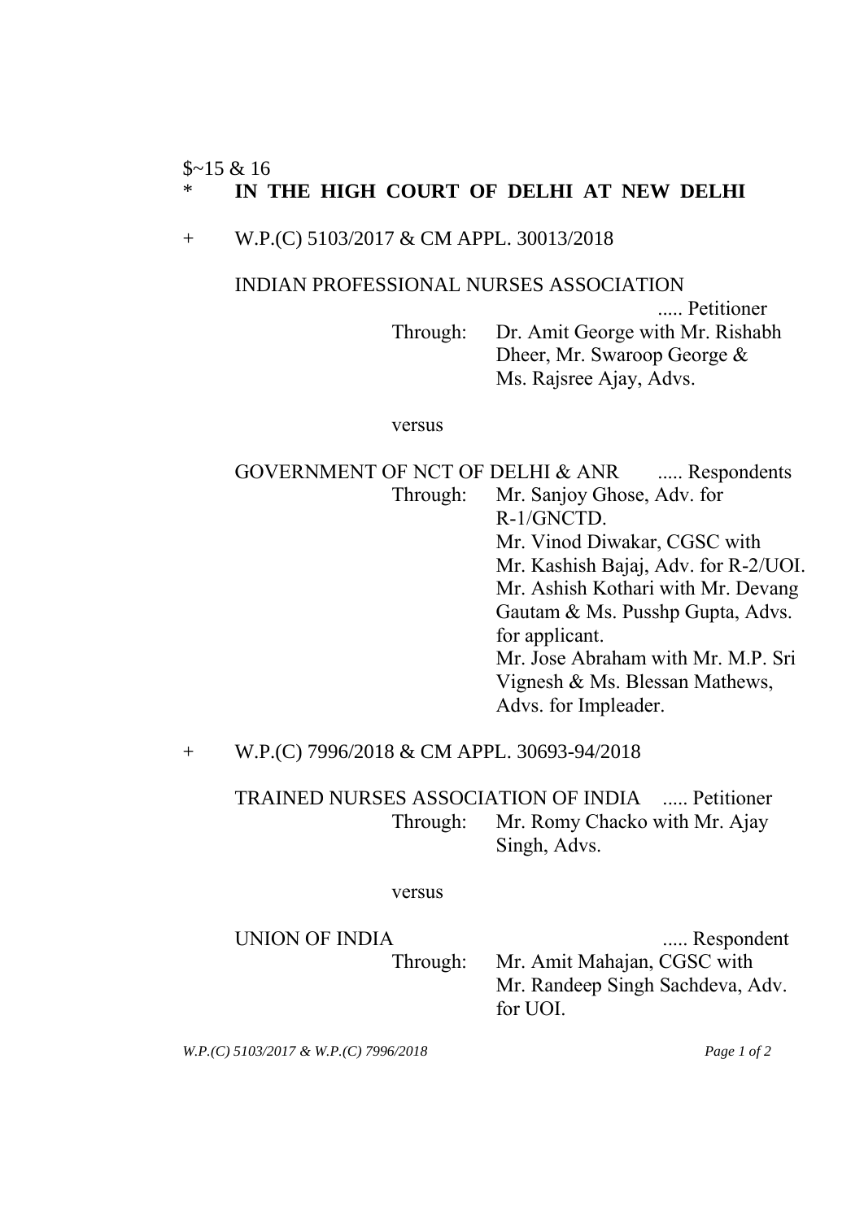$~15 & 16

\* **IN THE HIGH COURT OF DELHI AT NEW DELHI**

\+ W.P.(C) 5103/2017 & CM APPL. 30013/2018

INDIAN PROFESSIONAL NURSES ASSOCIATION ..... Petitioner

Through: Dr. Amit George with Mr. Rishabh Dheer, Mr. Swaroop George & Ms. Rajsree Ajay, Advs.

versus

GOVERNMENT OF NCT OF DELHI & ANR ..... Respondents

Through: Mr. Sanjoy Ghose, Adv. for R-1/GNCTD.
Mr. Vinod Diwakar, CGSC with Mr. Kashish Bajaj, Adv. for R-2/UOI.
Mr. Ashish Kothari with Mr. Devang Gautam & Ms. Pusshp Gupta, Advs. for applicant.
Mr. Jose Abraham with Mr. M.P. Sri Vignesh & Ms. Blessan Mathews, Advs. for Impleader.

\+ W.P.(C) 7996/2018 & CM APPL. 30693-94/2018

TRAINED NURSES ASSOCIATION OF INDIA ..... Petitioner

Through: Mr. Romy Chacko with Mr. Ajay Singh, Advs.

versus

UNION OF INDIA ..... Respondent

Through: Mr. Amit Mahajan, CGSC with Mr. Randeep Singh Sachdeva, Adv. for UOI.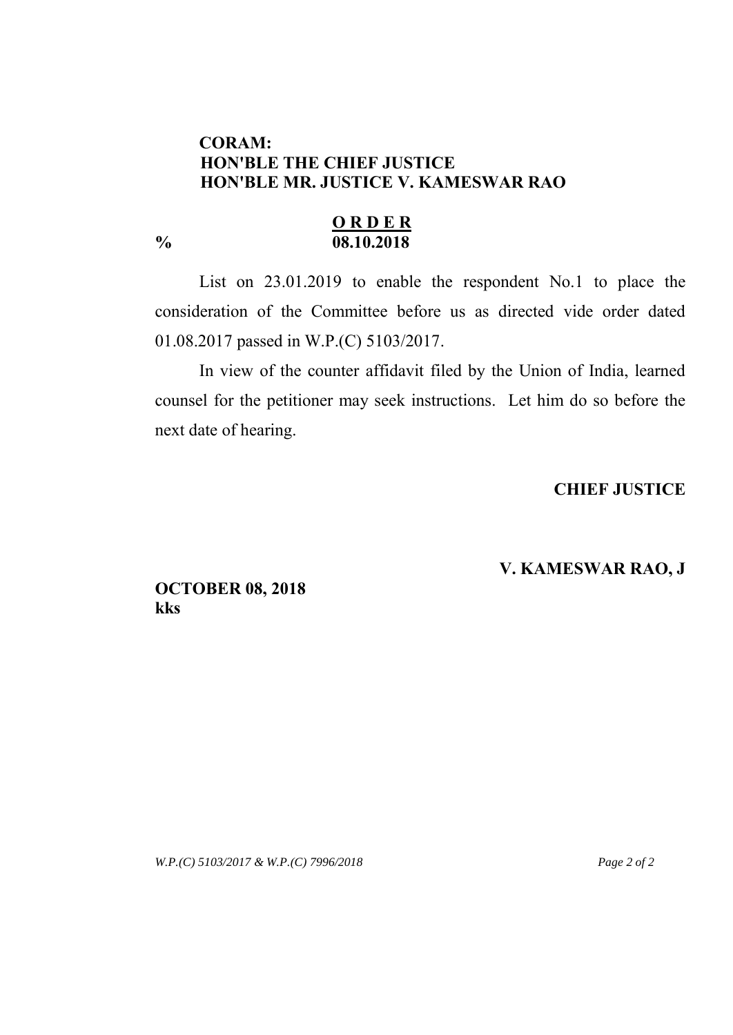**CORAM:**
**HON'BLE THE CHIEF JUSTICE**
**HON'BLE MR. JUSTICE V. KAMESWAR RAO**

**O R D E R**

**%** **08.10.2018**

List on 23.01.2019 to enable the respondent No.1 to place the consideration of the Committee before us as directed vide order dated 01.08.2017 passed in W.P.(C) 5103/2017.

In view of the counter affidavit filed by the Union of India, learned counsel for the petitioner may seek instructions. Let him do so before the next date of hearing.

**CHIEF JUSTICE**

**V. KAMESWAR RAO, J**

**OCTOBER 08, 2018**
**kks**